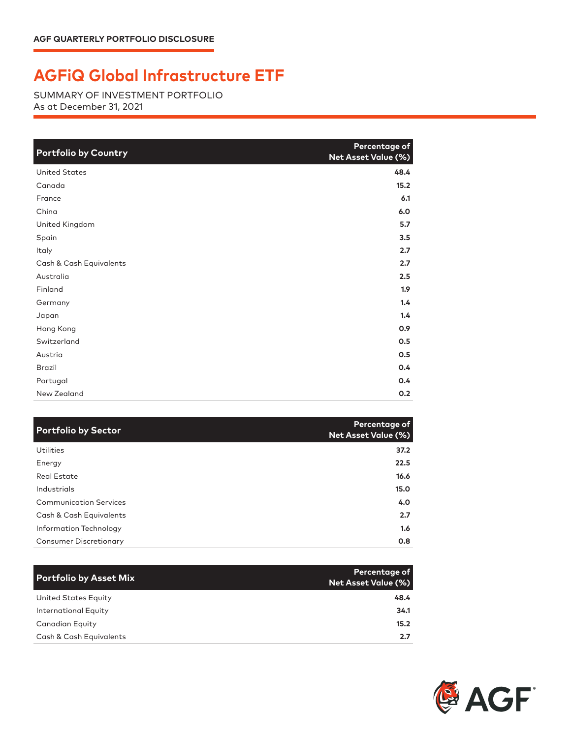AGF QUARTERLY PORTFOLIO DISCLOSURE

# AGFiQ Global Infrastructure ETF

SUMMARY OF INVESTMENT PORTFOLIO
As at December 31, 2021

| Portfolio by Country | Percentage of Net Asset Value (%) |
|---|---|
| United States | 48.4 |
| Canada | 15.2 |
| France | 6.1 |
| China | 6.0 |
| United Kingdom | 5.7 |
| Spain | 3.5 |
| Italy | 2.7 |
| Cash & Cash Equivalents | 2.7 |
| Australia | 2.5 |
| Finland | 1.9 |
| Germany | 1.4 |
| Japan | 1.4 |
| Hong Kong | 0.9 |
| Switzerland | 0.5 |
| Austria | 0.5 |
| Brazil | 0.4 |
| Portugal | 0.4 |
| New Zealand | 0.2 |

| Portfolio by Sector | Percentage of Net Asset Value (%) |
|---|---|
| Utilities | 37.2 |
| Energy | 22.5 |
| Real Estate | 16.6 |
| Industrials | 15.0 |
| Communication Services | 4.0 |
| Cash & Cash Equivalents | 2.7 |
| Information Technology | 1.6 |
| Consumer Discretionary | 0.8 |

| Portfolio by Asset Mix | Percentage of Net Asset Value (%) |
|---|---|
| United States Equity | 48.4 |
| International Equity | 34.1 |
| Canadian Equity | 15.2 |
| Cash & Cash Equivalents | 2.7 |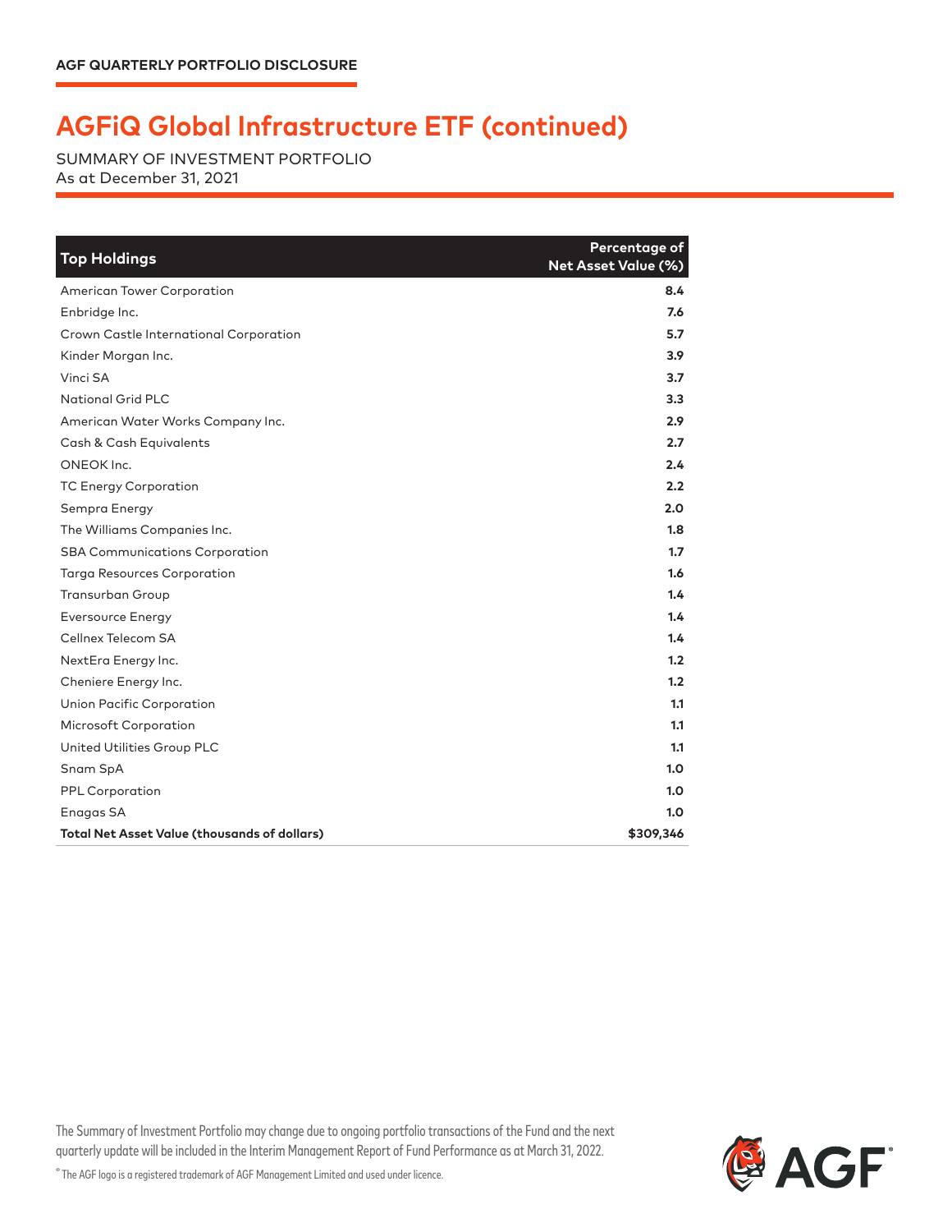AGF QUARTERLY PORTFOLIO DISCLOSURE

# AGFiQ Global Infrastructure ETF (continued)

SUMMARY OF INVESTMENT PORTFOLIO
As at December 31, 2021

| Top Holdings | Percentage of Net Asset Value (%) |
|---|---|
| American Tower Corporation | **8.4** |
| Enbridge Inc. | **7.6** |
| Crown Castle International Corporation | **5.7** |
| Kinder Morgan Inc. | **3.9** |
| Vinci SA | **3.7** |
| National Grid PLC | **3.3** |
| American Water Works Company Inc. | **2.9** |
| Cash & Cash Equivalents | **2.7** |
| ONEOK Inc. | **2.4** |
| TC Energy Corporation | **2.2** |
| Sempra Energy | **2.0** |
| The Williams Companies Inc. | **1.8** |
| SBA Communications Corporation | **1.7** |
| Targa Resources Corporation | **1.6** |
| Transurban Group | **1.4** |
| Eversource Energy | **1.4** |
| Cellnex Telecom SA | **1.4** |
| NextEra Energy Inc. | **1.2** |
| Cheniere Energy Inc. | **1.2** |
| Union Pacific Corporation | **1.1** |
| Microsoft Corporation | **1.1** |
| United Utilities Group PLC | **1.1** |
| Snam SpA | **1.0** |
| PPL Corporation | **1.0** |
| Enagas SA | **1.0** |
| **Total Net Asset Value (thousands of dollars)** | **$309,346** |

The Summary of Investment Portfolio may change due to ongoing portfolio transactions of the Fund and the next quarterly update will be included in the Interim Management Report of Fund Performance as at March 31, 2022.

® The AGF logo is a registered trademark of AGF Management Limited and used under licence.